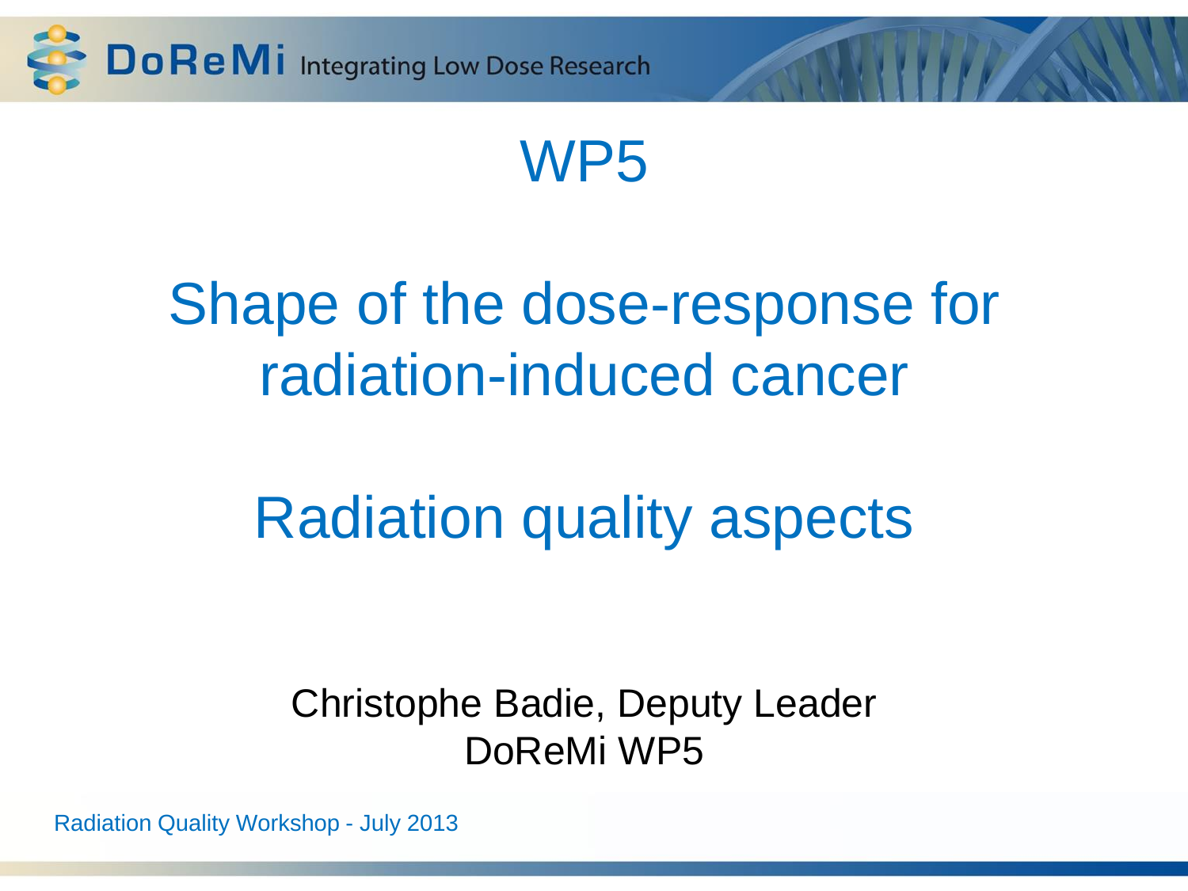# WP5

# Shape of the dose-response for radiation-induced cancer

## Radiation quality aspects

Christophe Badie, Deputy Leader
DoReMi WP5

Radiation Quality Workshop - July 2013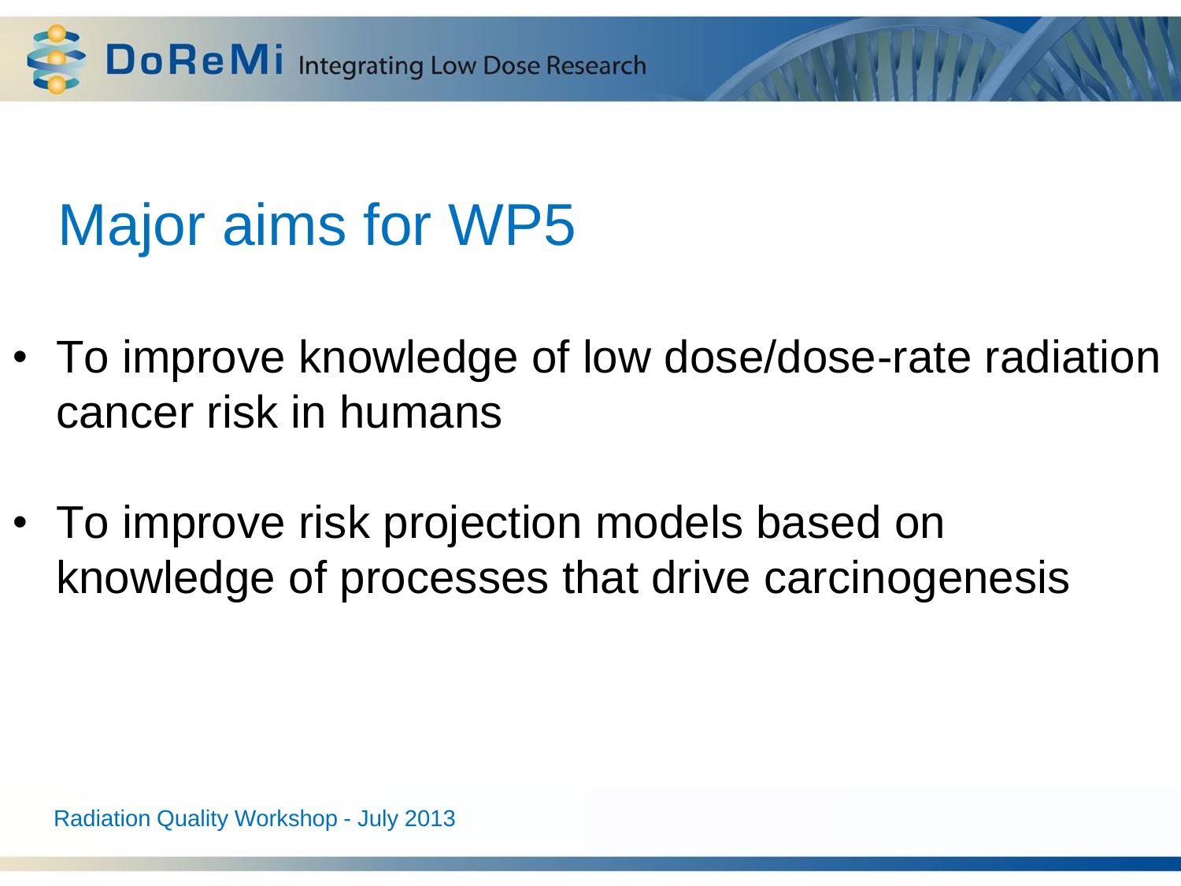# Major aims for WP5

- To improve knowledge of low dose/dose-rate radiation cancer risk in humans
- To improve risk projection models based on knowledge of processes that drive carcinogenesis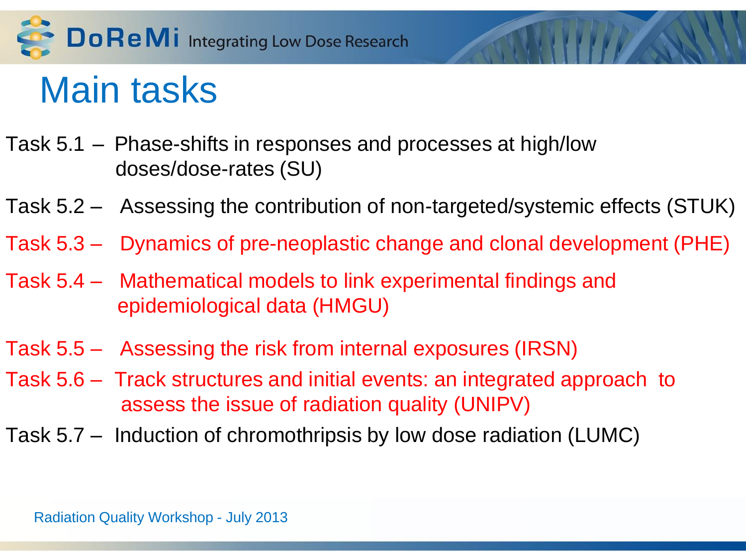# Main tasks

- Task 5.1 – Phase-shifts in responses and processes at high/low doses/dose-rates (SU)
- Task 5.2 – Assessing the contribution of non-targeted/systemic effects (STUK)
- Task 5.3 – Dynamics of pre-neoplastic change and clonal development (PHE)
- Task 5.4 – Mathematical models to link experimental findings and epidemiological data (HMGU)
- Task 5.5 – Assessing the risk from internal exposures (IRSN)
- Task 5.6 – Track structures and initial events: an integrated approach to assess the issue of radiation quality (UNIPV)
- Task 5.7 – Induction of chromothripsis by low dose radiation (LUMC)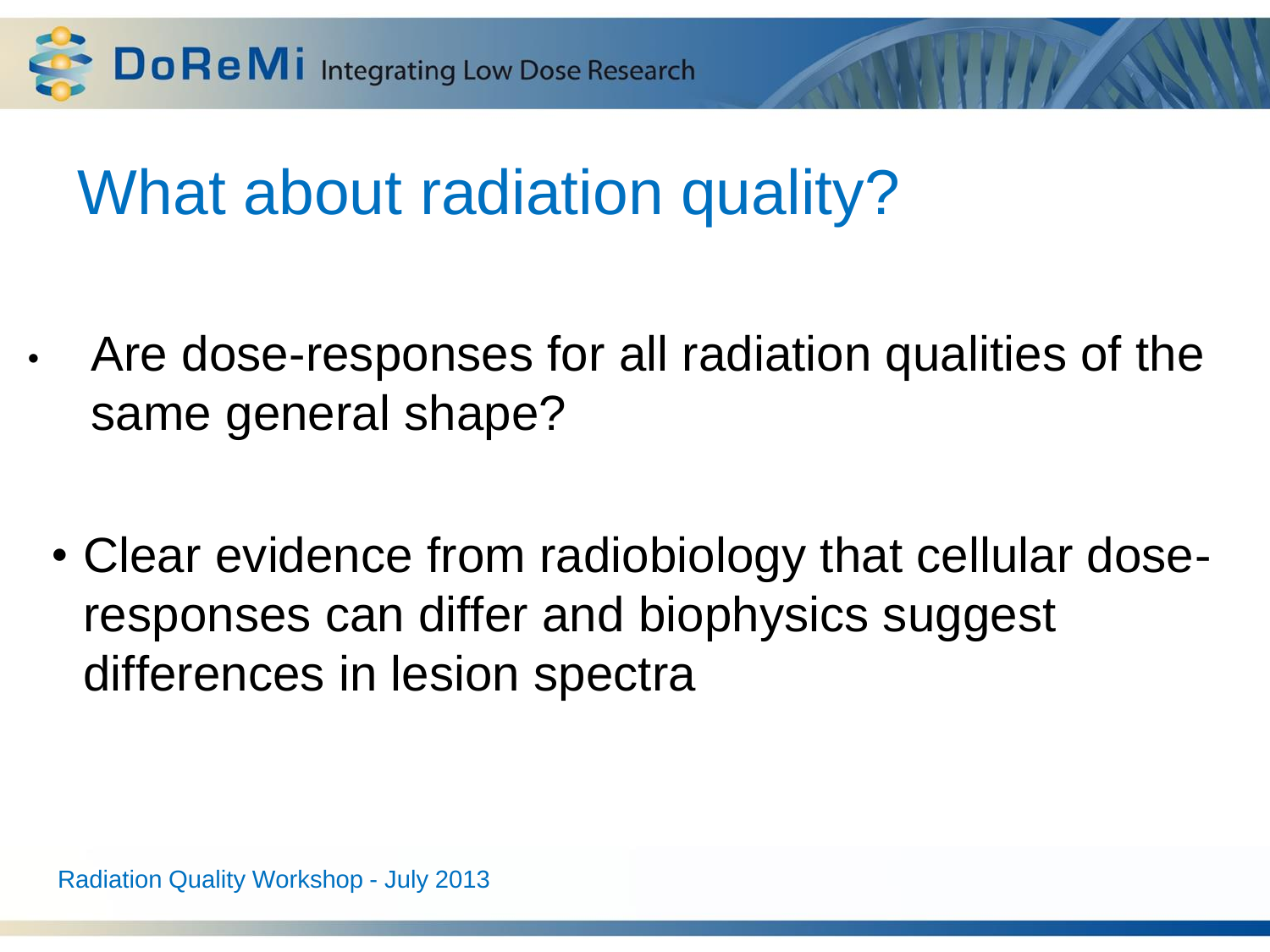# What about radiation quality?

- Are dose-responses for all radiation qualities of the same general shape?

  - Clear evidence from radiobiology that cellular dose-responses can differ and biophysics suggest differences in lesion spectra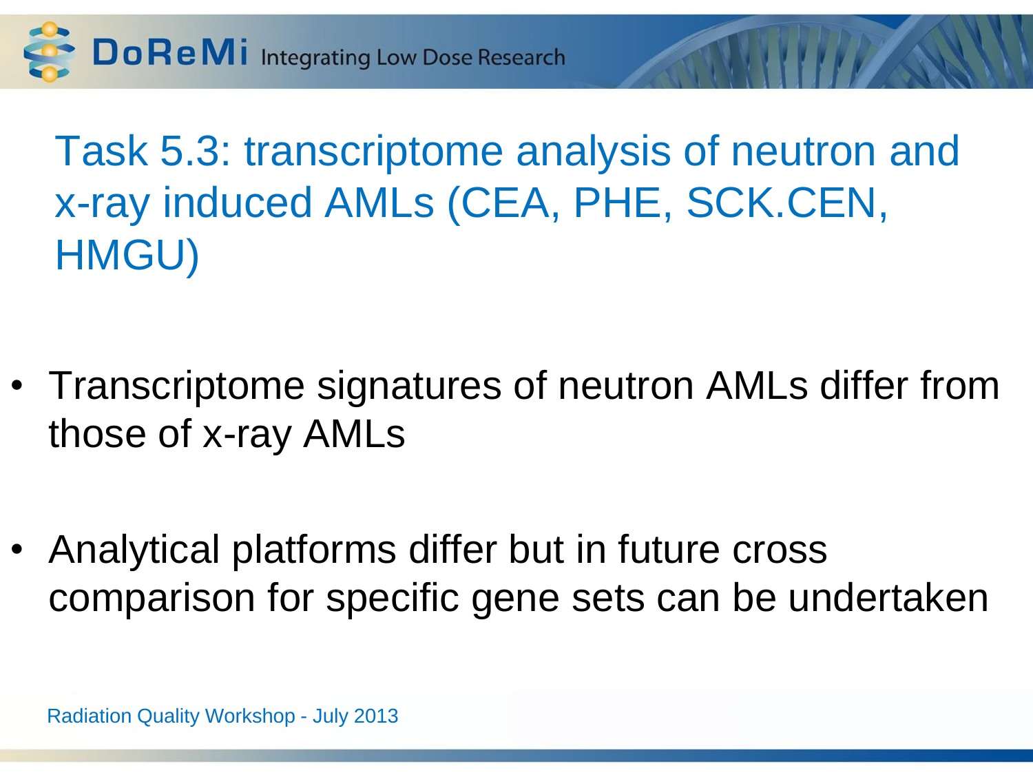# Task 5.3: transcriptome analysis of neutron and x-ray induced AMLs (CEA, PHE, SCK.CEN, HMGU)

- Transcriptome signatures of neutron AMLs differ from those of x-ray AMLs
- Analytical platforms differ but in future cross comparison for specific gene sets can be undertaken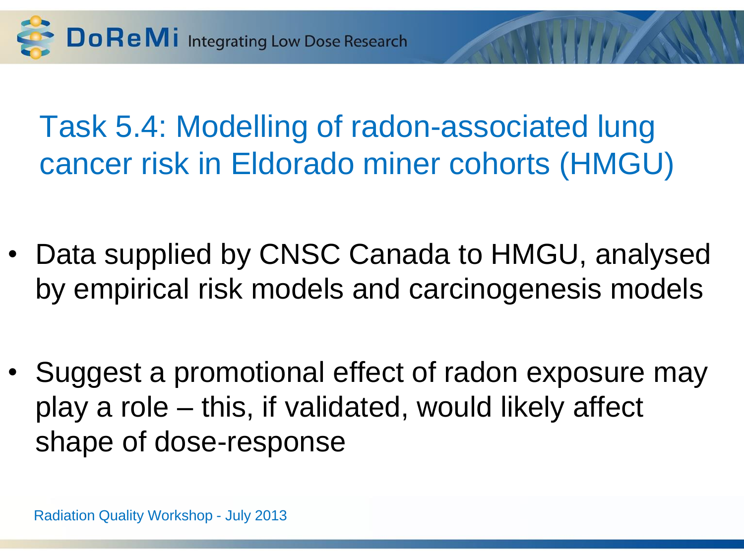# Task 5.4: Modelling of radon-associated lung cancer risk in Eldorado miner cohorts (HMGU)

- Data supplied by CNSC Canada to HMGU, analysed by empirical risk models and carcinogenesis models
- Suggest a promotional effect of radon exposure may play a role – this, if validated, would likely affect shape of dose-response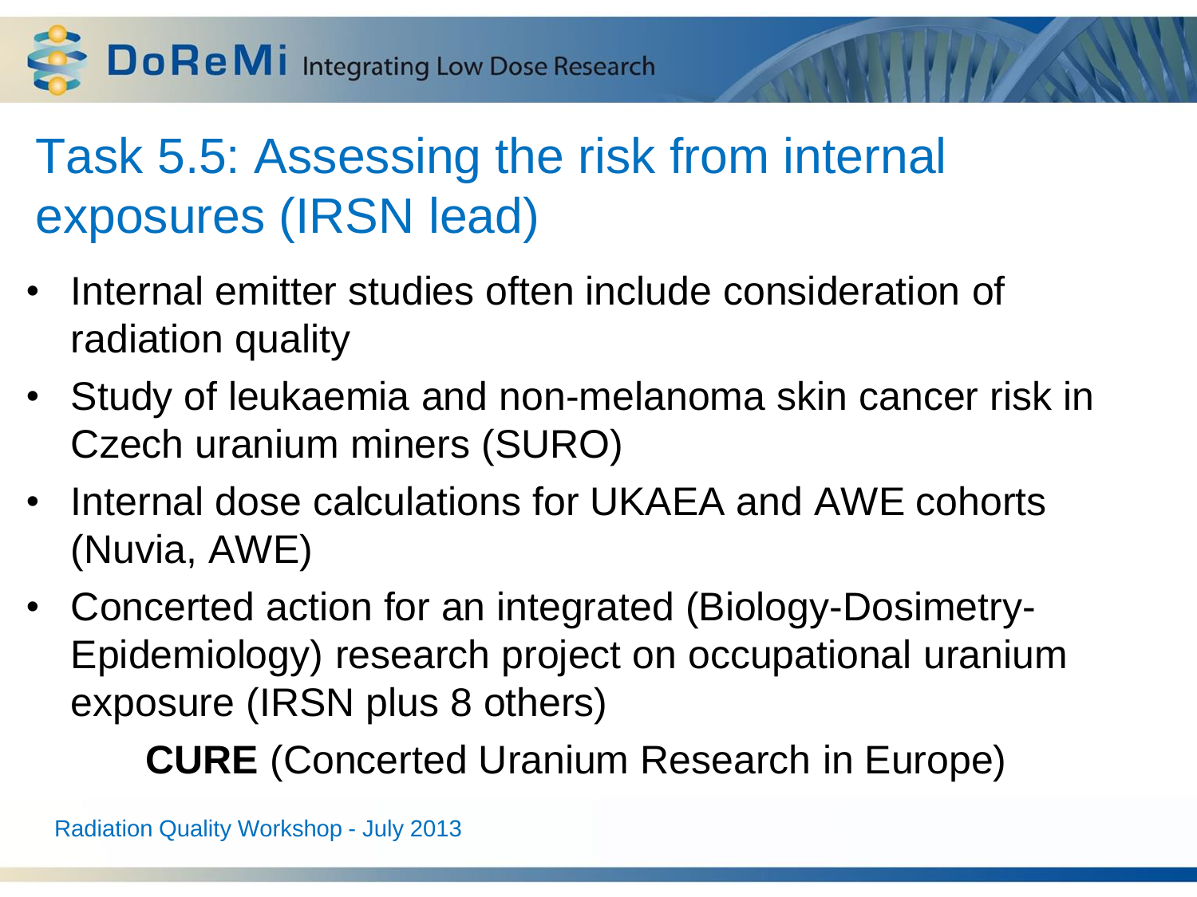# Task 5.5: Assessing the risk from internal exposures (IRSN lead)

- Internal emitter studies often include consideration of radiation quality
- Study of leukaemia and non-melanoma skin cancer risk in Czech uranium miners (SURO)
- Internal dose calculations for UKAEA and AWE cohorts (Nuvia, AWE)
- Concerted action for an integrated (Biology-Dosimetry-Epidemiology) research project on occupational uranium exposure (IRSN plus 8 others)

  **CURE** (Concerted Uranium Research in Europe)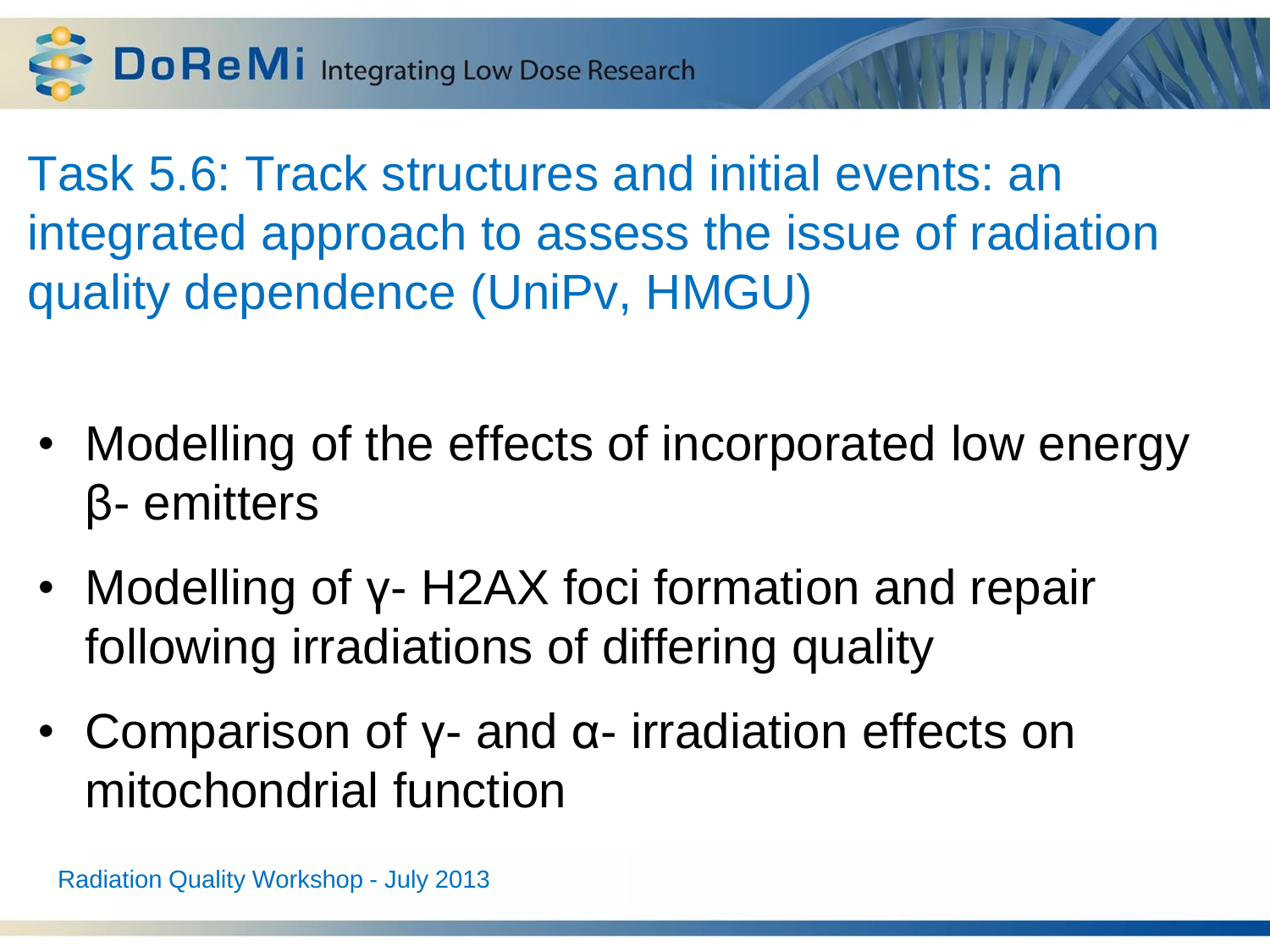# Task 5.6: Track structures and initial events: an integrated approach to assess the issue of radiation quality dependence (UniPv, HMGU)

- Modelling of the effects of incorporated low energy β- emitters
- Modelling of γ- H2AX foci formation and repair following irradiations of differing quality
- Comparison of γ- and α- irradiation effects on mitochondrial function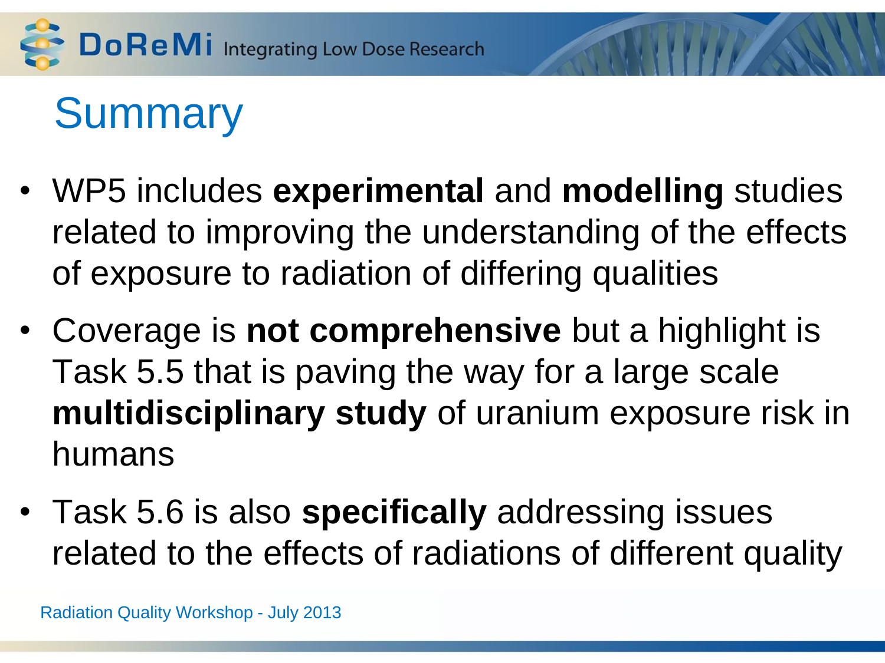# Summary

- WP5 includes **experimental** and **modelling** studies related to improving the understanding of the effects of exposure to radiation of differing qualities
- Coverage is **not comprehensive** but a highlight is Task 5.5 that is paving the way for a large scale **multidisciplinary study** of uranium exposure risk in humans
- Task 5.6 is also **specifically** addressing issues related to the effects of radiations of different quality